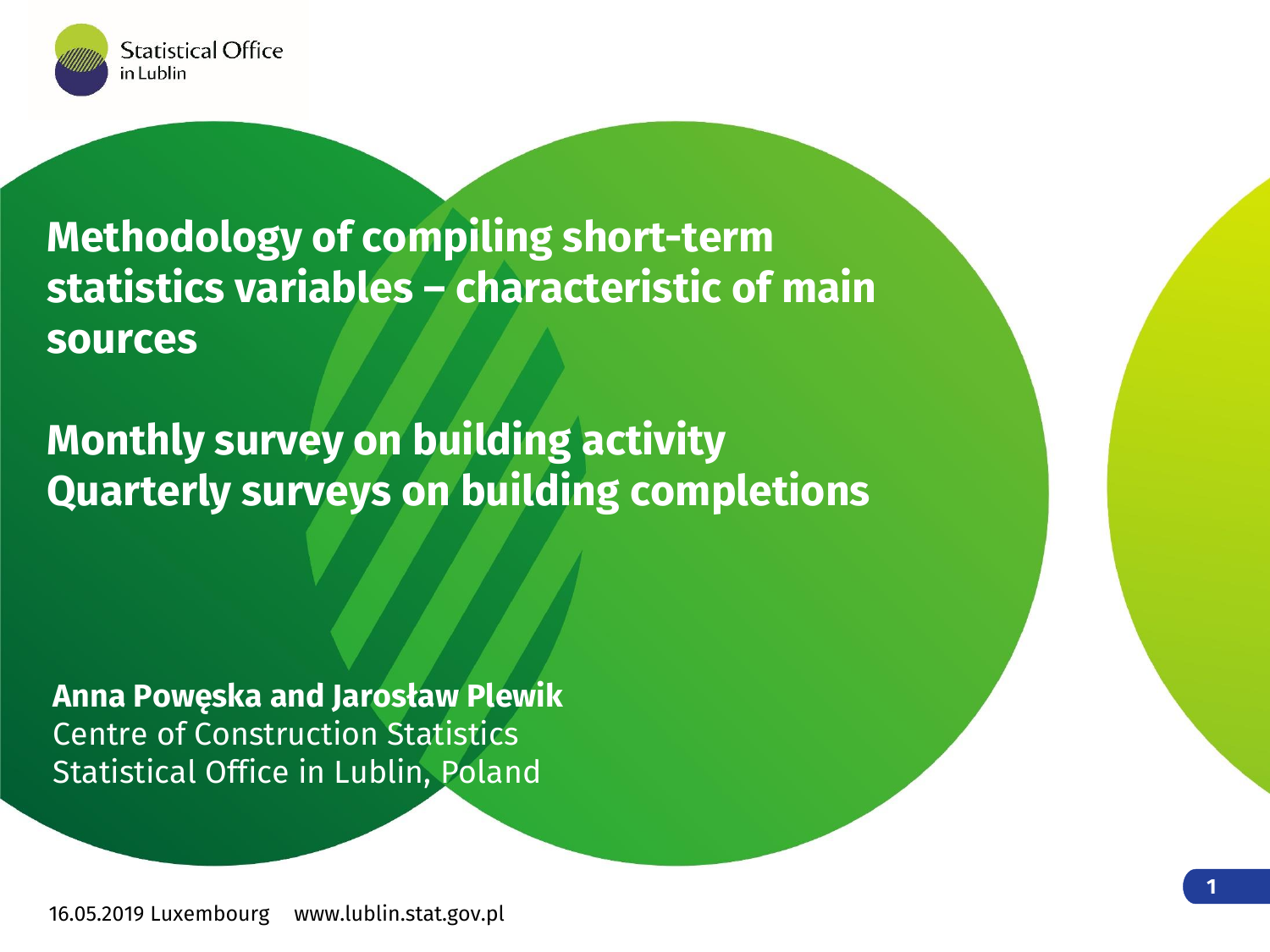Statistical Office in Lublin

# Methodology of compiling short-term statistics variables – characteristic of main sources

## Monthly survey on building activity
## Quarterly surveys on building completions

**Anna Powęska and Jarosław Plewik**
Centre of Construction Statistics
Statistical Office in Lublin, Poland

16.05.2019 Luxembourg www.lublin.stat.gov.pl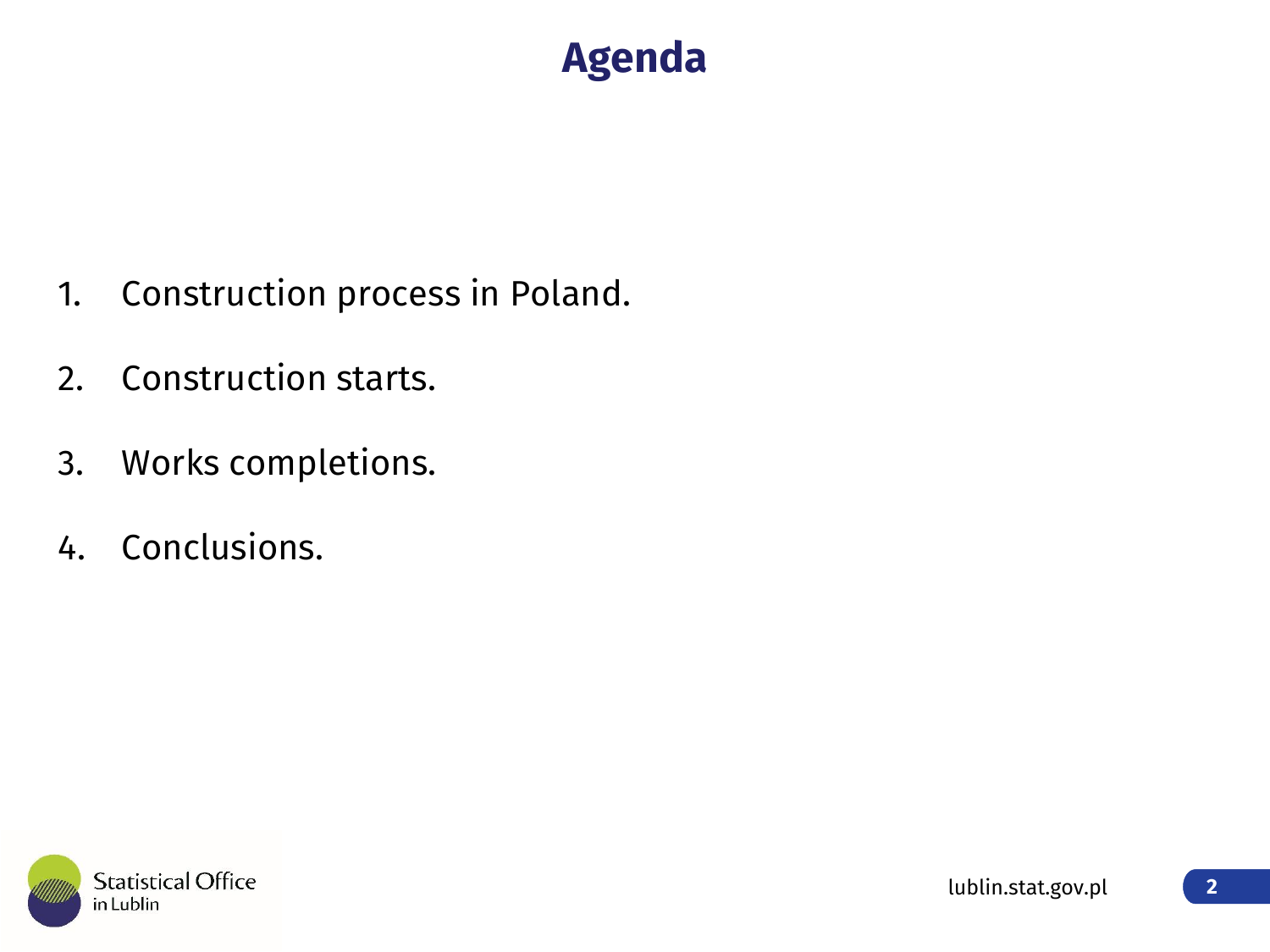# Agenda

1. Construction process in Poland.
2. Construction starts.
3. Works completions.
4. Conclusions.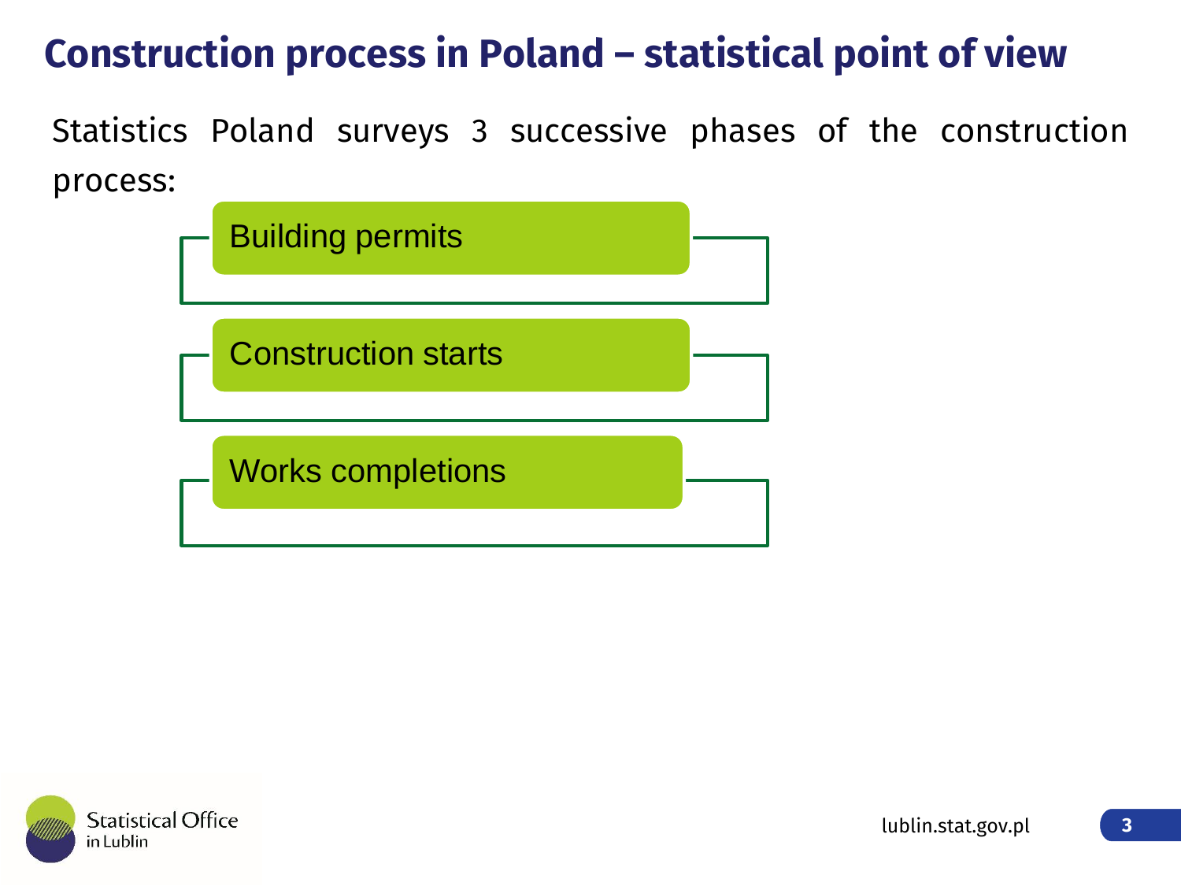# Construction process in Poland – statistical point of view

Statistics Poland surveys 3 successive phases of the construction process:

- Building permits
- Construction starts
- Works completions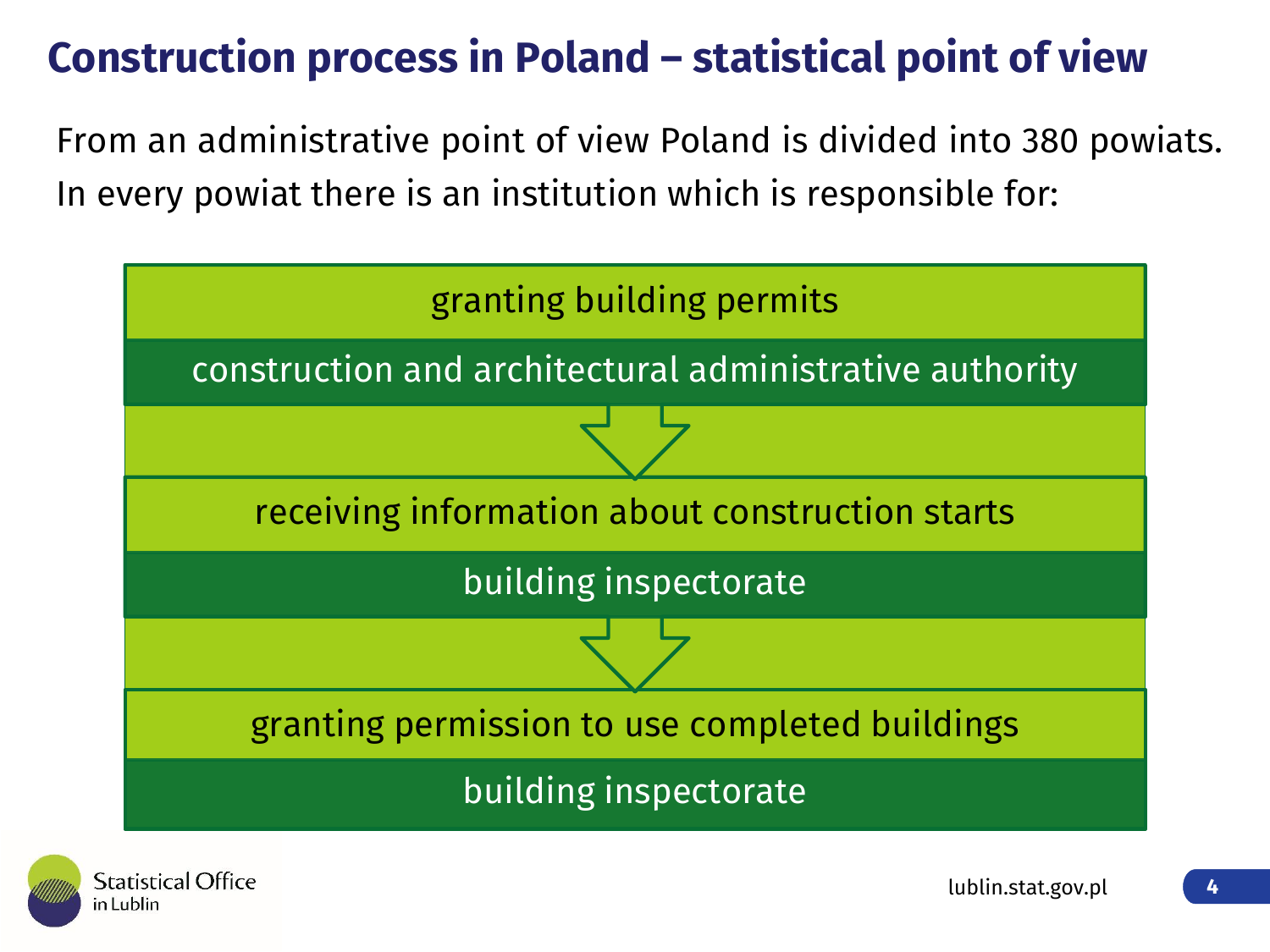# Construction process in Poland – statistical point of view

From an administrative point of view Poland is divided into 380 powiats. In every powiat there is an institution which is responsible for:

- **granting building permits**
  construction and architectural administrative authority

↓

- **receiving information about construction starts**
  building inspectorate

↓

- **granting permission to use completed buildings**
  building inspectorate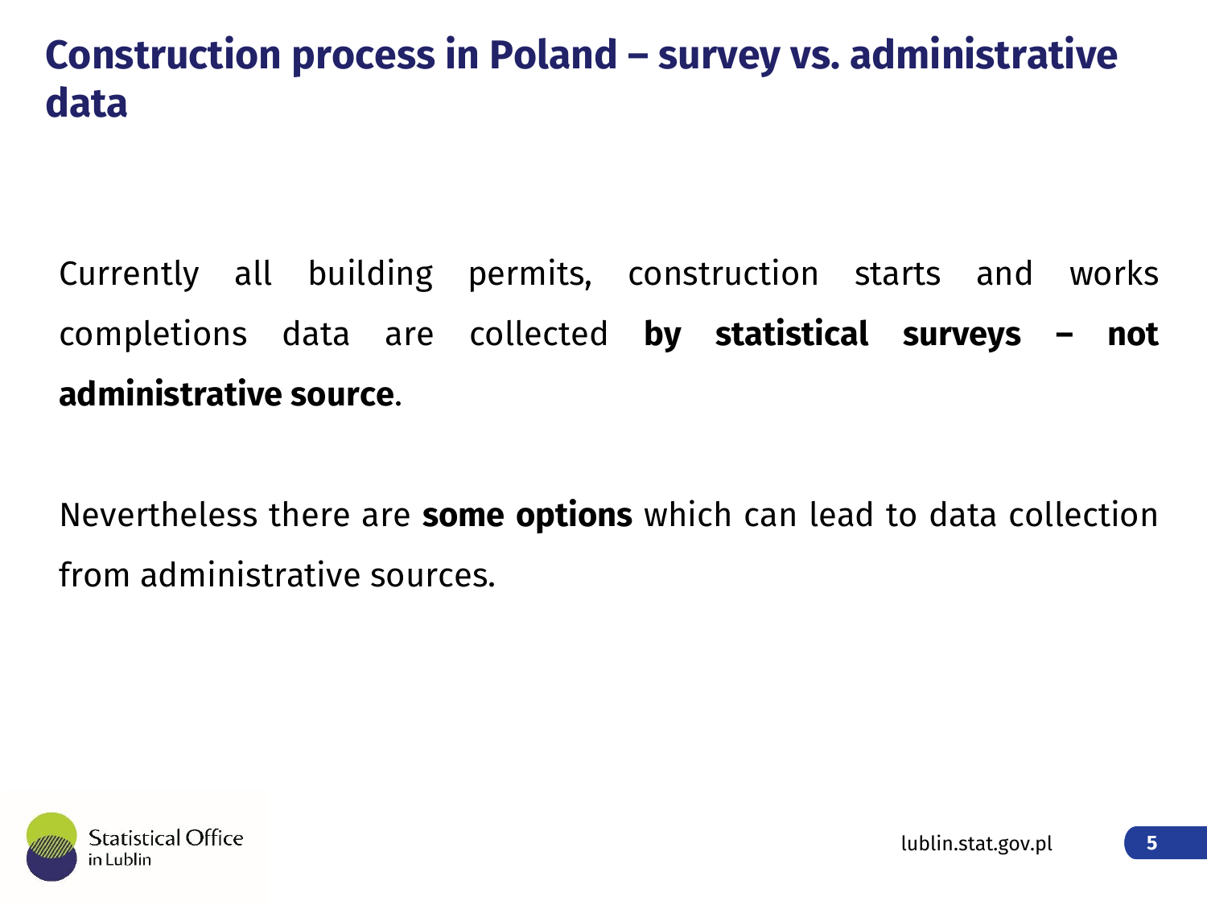# Construction process in Poland – survey vs. administrative data

Currently all building permits, construction starts and works completions data are collected **by statistical surveys – not administrative source**.

Nevertheless there are **some options** which can lead to data collection from administrative sources.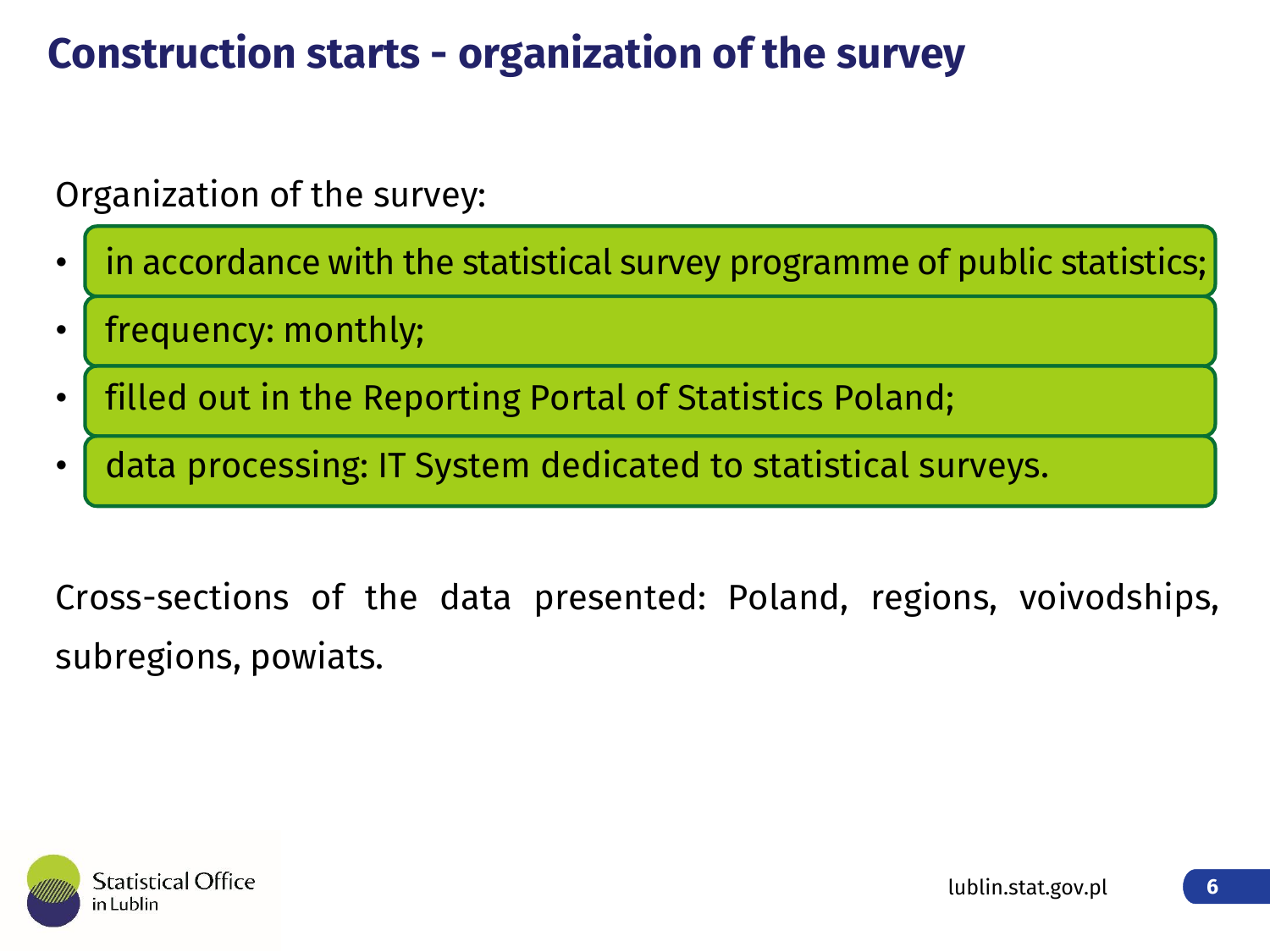# Construction starts - organization of the survey

Organization of the survey:

- in accordance with the statistical survey programme of public statistics;
- frequency: monthly;
- filled out in the Reporting Portal of Statistics Poland;
- data processing: IT System dedicated to statistical surveys.

Cross-sections of the data presented: Poland, regions, voivodships, subregions, powiats.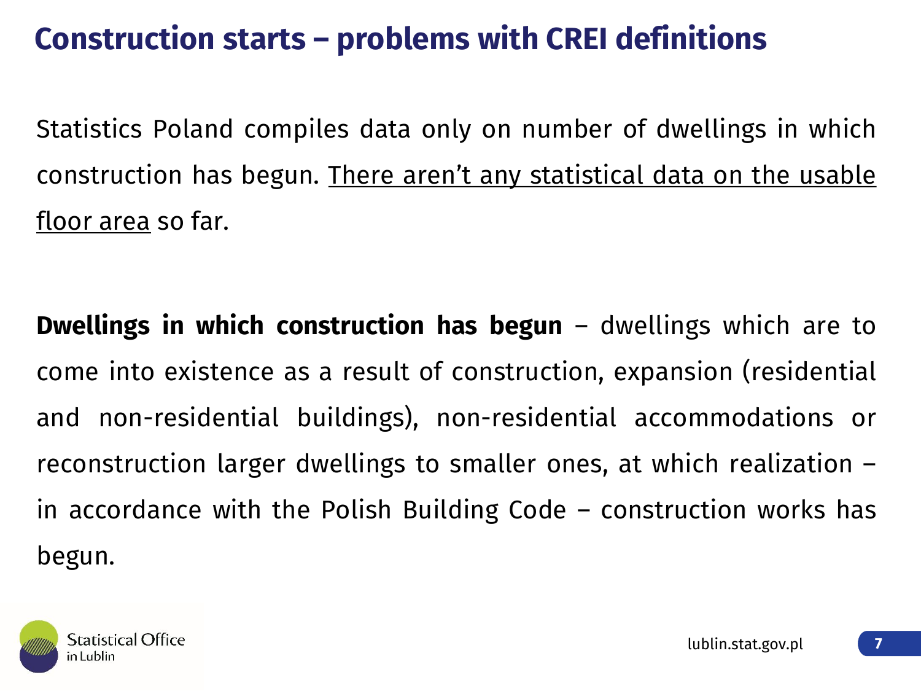# Construction starts – problems with CREI definitions

Statistics Poland compiles data only on number of dwellings in which construction has begun. <u>There aren't any statistical data on the usable floor area</u> so far.

**Dwellings in which construction has begun** – dwellings which are to come into existence as a result of construction, expansion (residential and non-residential buildings), non-residential accommodations or reconstruction larger dwellings to smaller ones, at which realization – in accordance with the Polish Building Code – construction works has begun.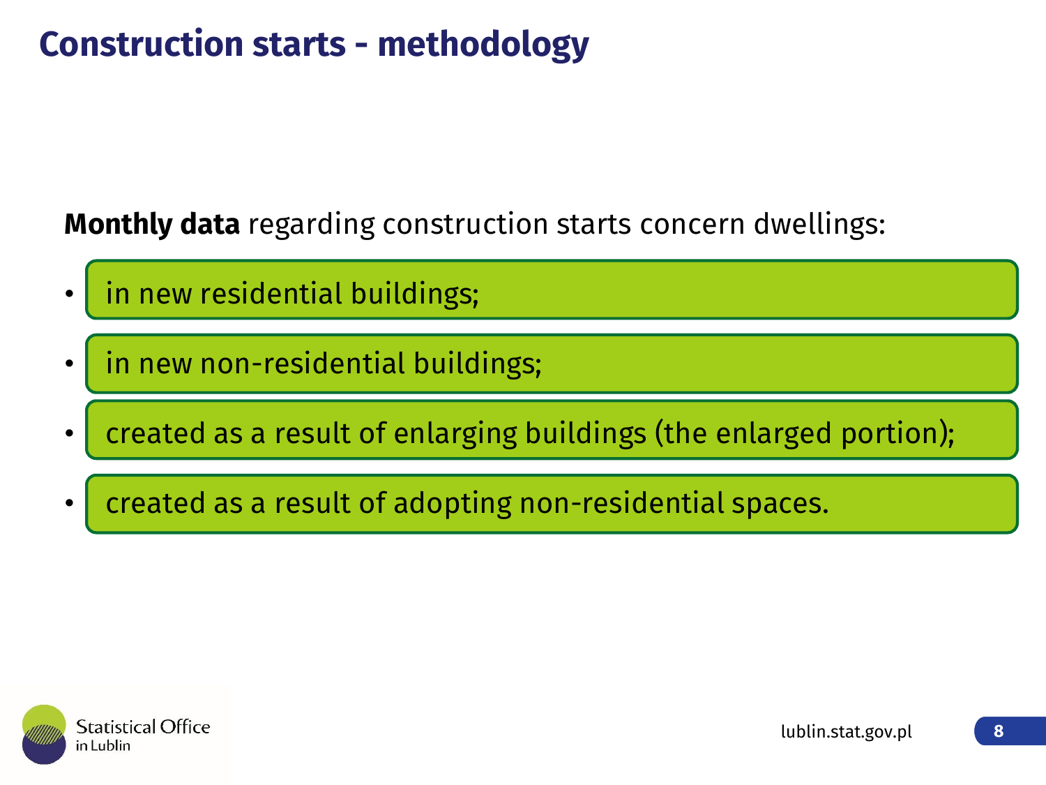# Construction starts - methodology

**Monthly data** regarding construction starts concern dwellings:

- in new residential buildings;
- in new non-residential buildings;
- created as a result of enlarging buildings (the enlarged portion);
- created as a result of adopting non-residential spaces.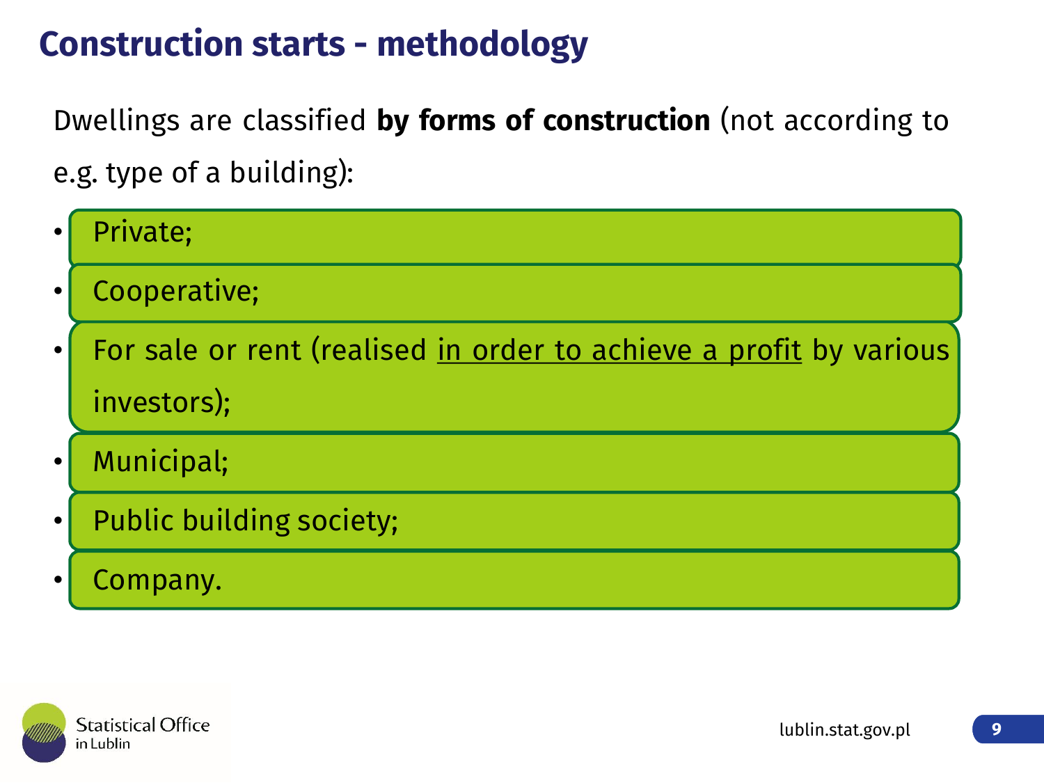# Construction starts - methodology

Dwellings are classified **by forms of construction** (not according to e.g. type of a building):

- Private;
- Cooperative;
- For sale or rent (realised in order to achieve a profit by various investors);
- Municipal;
- Public building society;
- Company.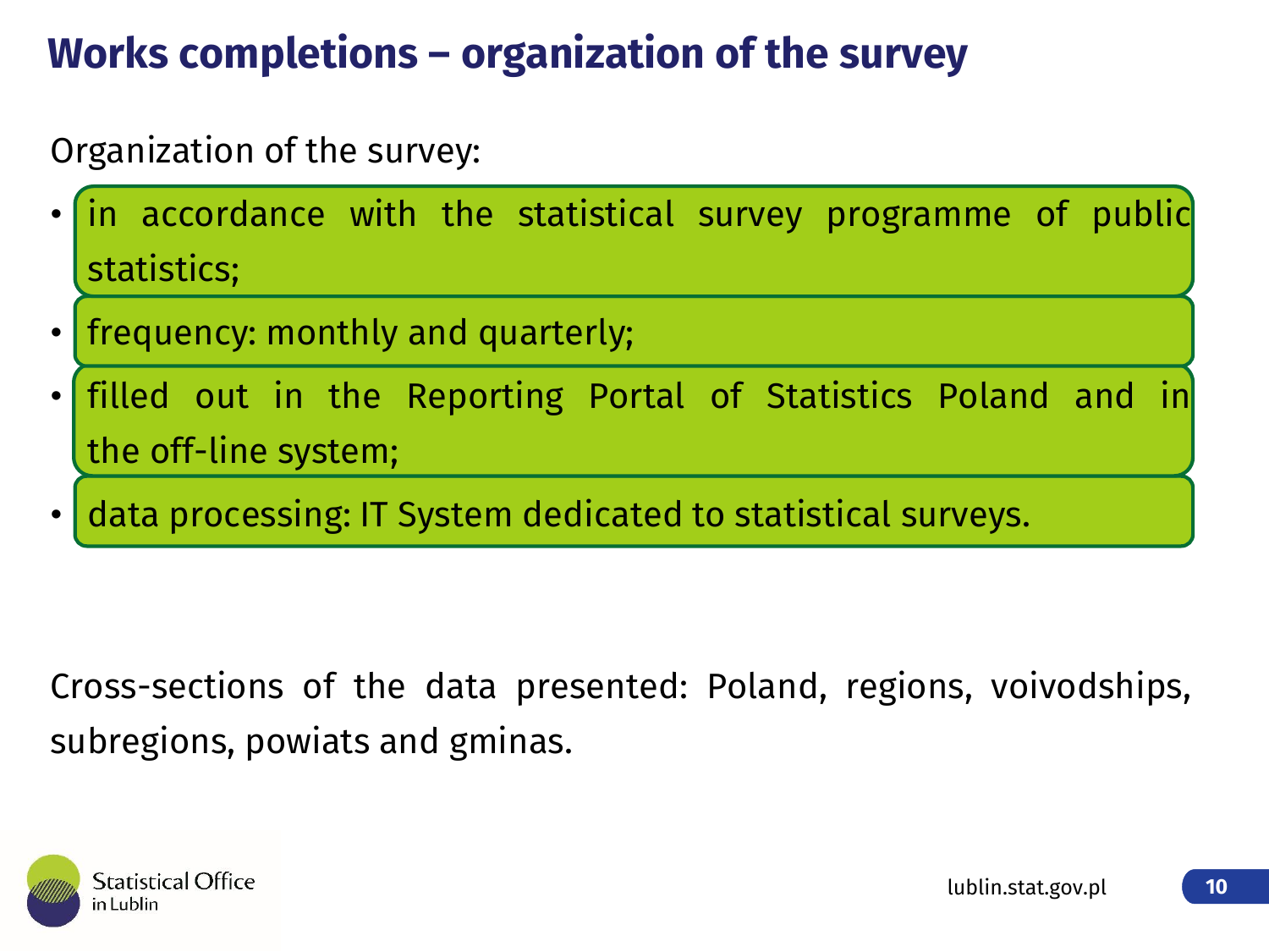# Works completions – organization of the survey

Organization of the survey:

- in accordance with the statistical survey programme of public statistics;
- frequency: monthly and quarterly;
- filled out in the Reporting Portal of Statistics Poland and in the off-line system;
- data processing: IT System dedicated to statistical surveys.

Cross-sections of the data presented: Poland, regions, voivodships, subregions, powiats and gminas.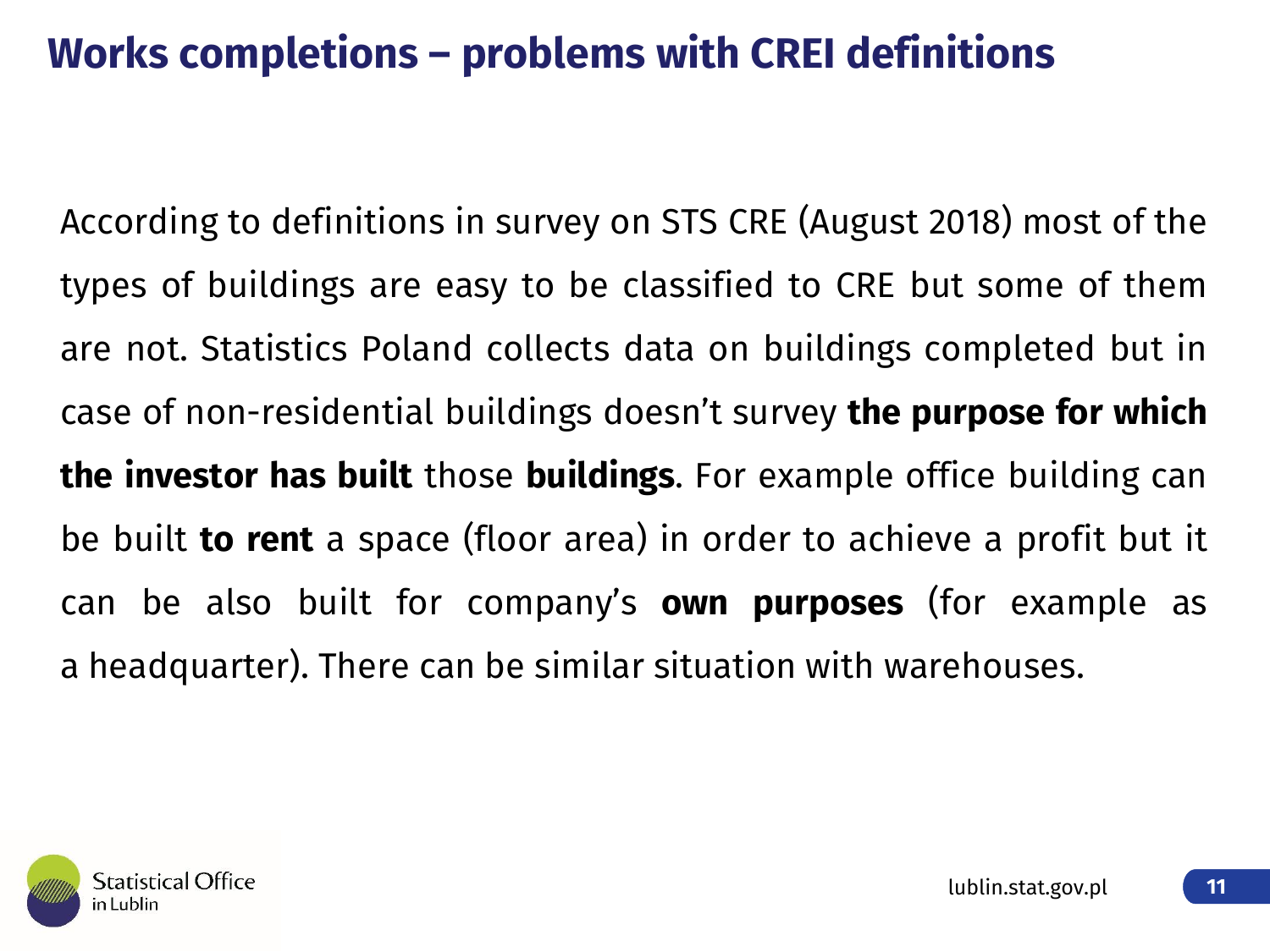# Works completions – problems with CREI definitions

According to definitions in survey on STS CRE (August 2018) most of the types of buildings are easy to be classified to CRE but some of them are not. Statistics Poland collects data on buildings completed but in case of non-residential buildings doesn't survey **the purpose for which the investor has built** those **buildings**. For example office building can be built **to rent** a space (floor area) in order to achieve a profit but it can be also built for company's **own purposes** (for example as a headquarter). There can be similar situation with warehouses.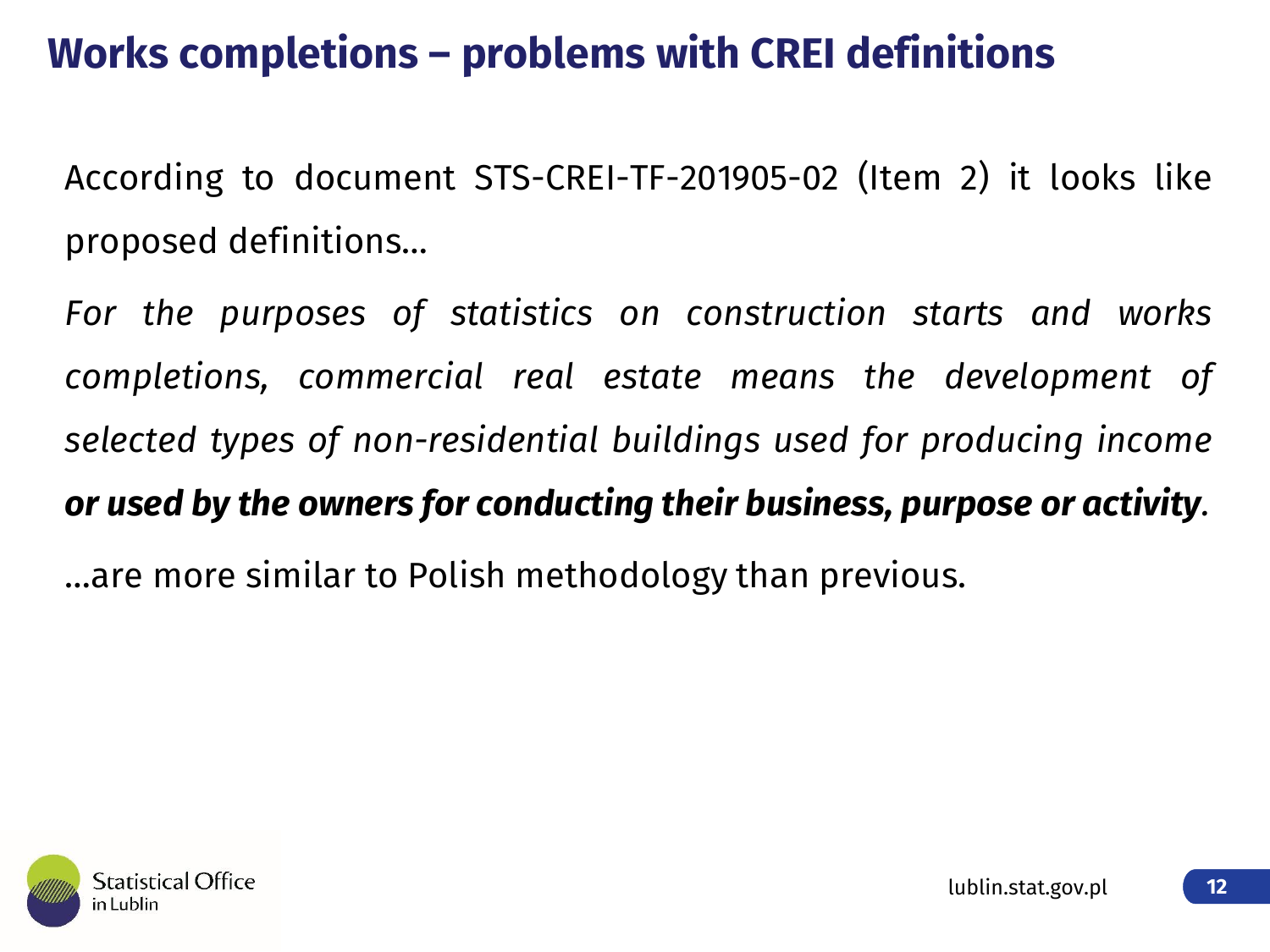# Works completions – problems with CREI definitions

According to document STS-CREI-TF-201905-02 (Item 2) it looks like proposed definitions…

*For the purposes of statistics on construction starts and works completions, commercial real estate means the development of selected types of non-residential buildings used for producing income* ***or used by the owners for conducting their business, purpose or activity****.*

…are more similar to Polish methodology than previous.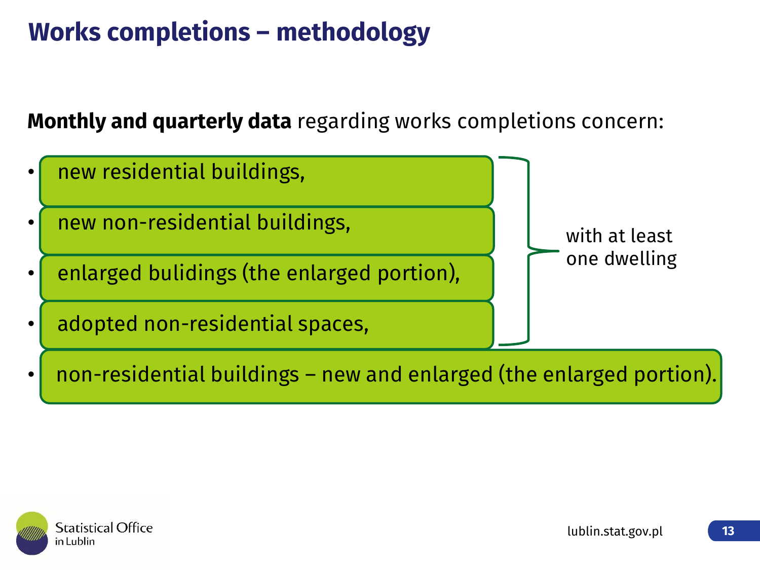# Works completions – methodology

**Monthly and quarterly data** regarding works completions concern:

- new residential buildings,
- new non-residential buildings,
- enlarged bulidings (the enlarged portion),
- adopted non-residential spaces,

with at least one dwelling

- non-residential buildings – new and enlarged (the enlarged portion).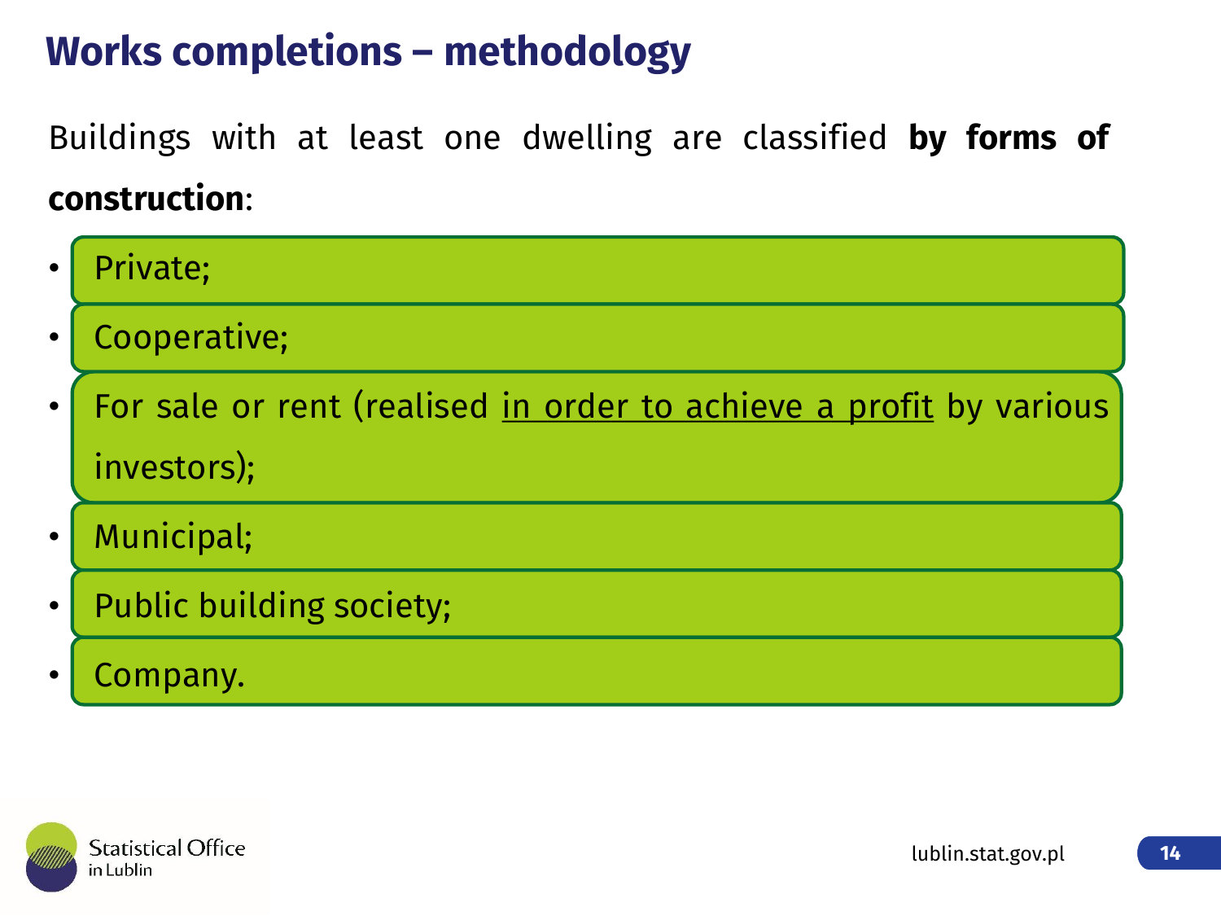# Works completions – methodology

Buildings with at least one dwelling are classified **by forms of construction**:

- Private;
- Cooperative;
- For sale or rent (realised <u>in order to achieve a profit</u> by various investors);
- Municipal;
- Public building society;
- Company.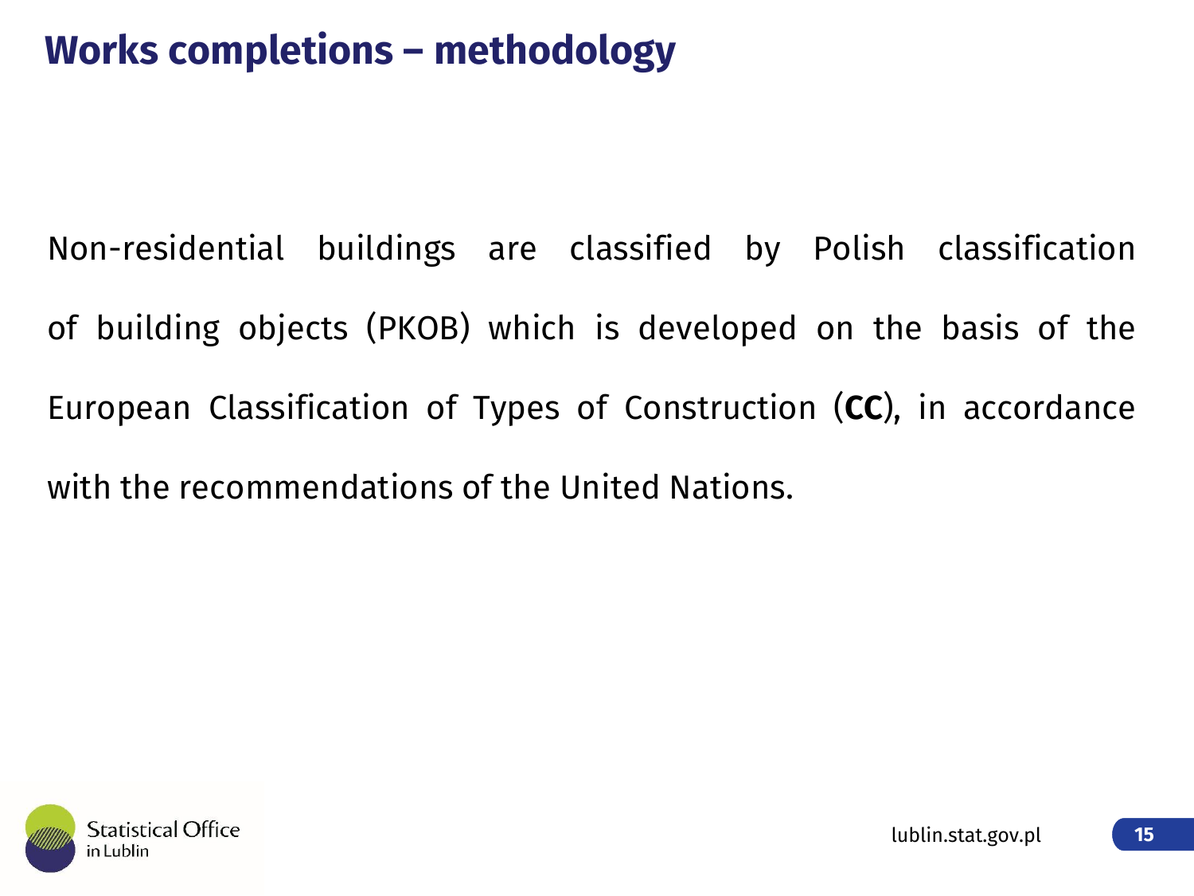# Works completions – methodology

Non-residential buildings are classified by Polish classification of building objects (PKOB) which is developed on the basis of the European Classification of Types of Construction (**CC**), in accordance with the recommendations of the United Nations.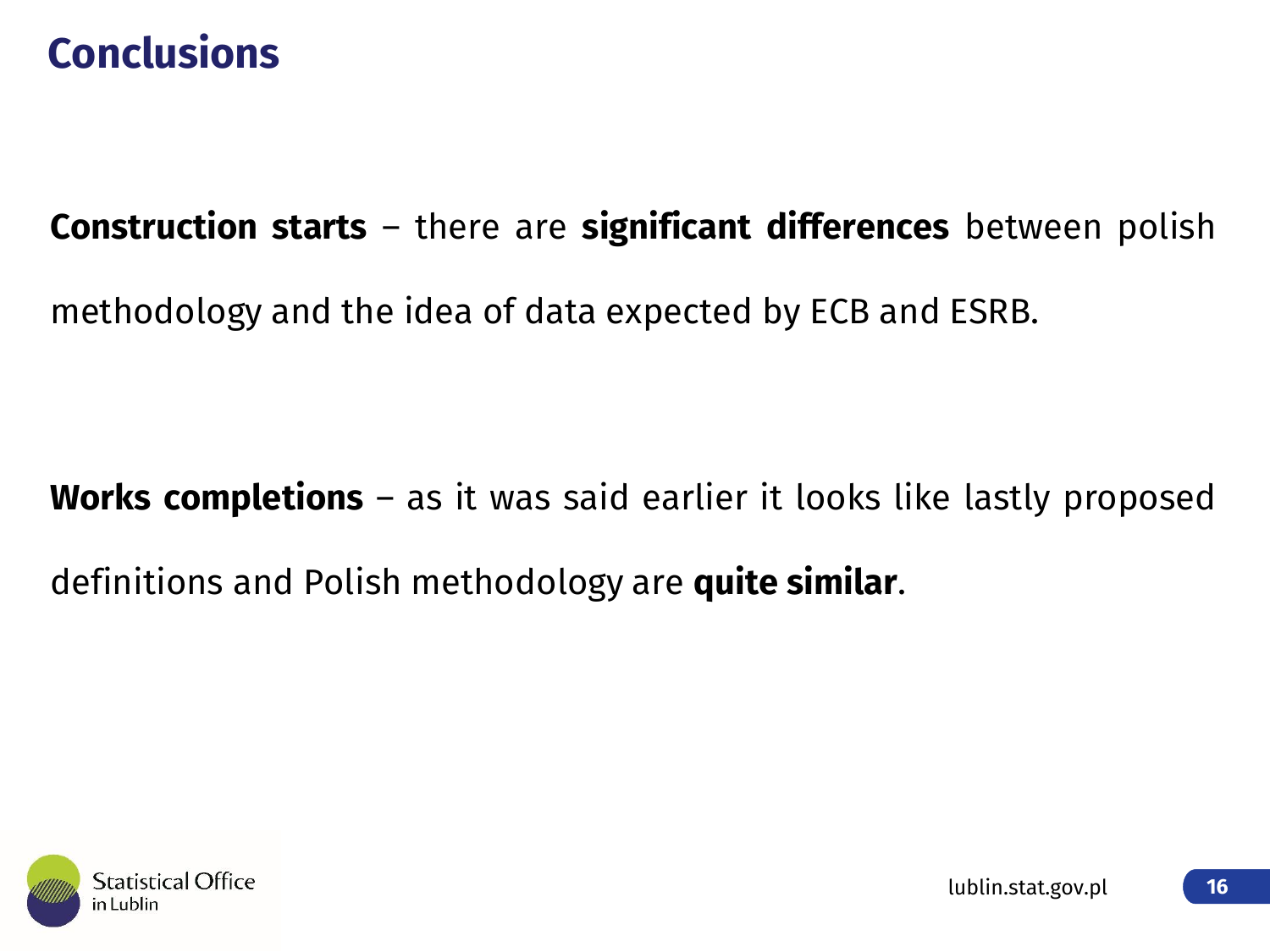# Conclusions

**Construction starts** – there are **significant differences** between polish methodology and the idea of data expected by ECB and ESRB.

**Works completions** – as it was said earlier it looks like lastly proposed definitions and Polish methodology are **quite similar**.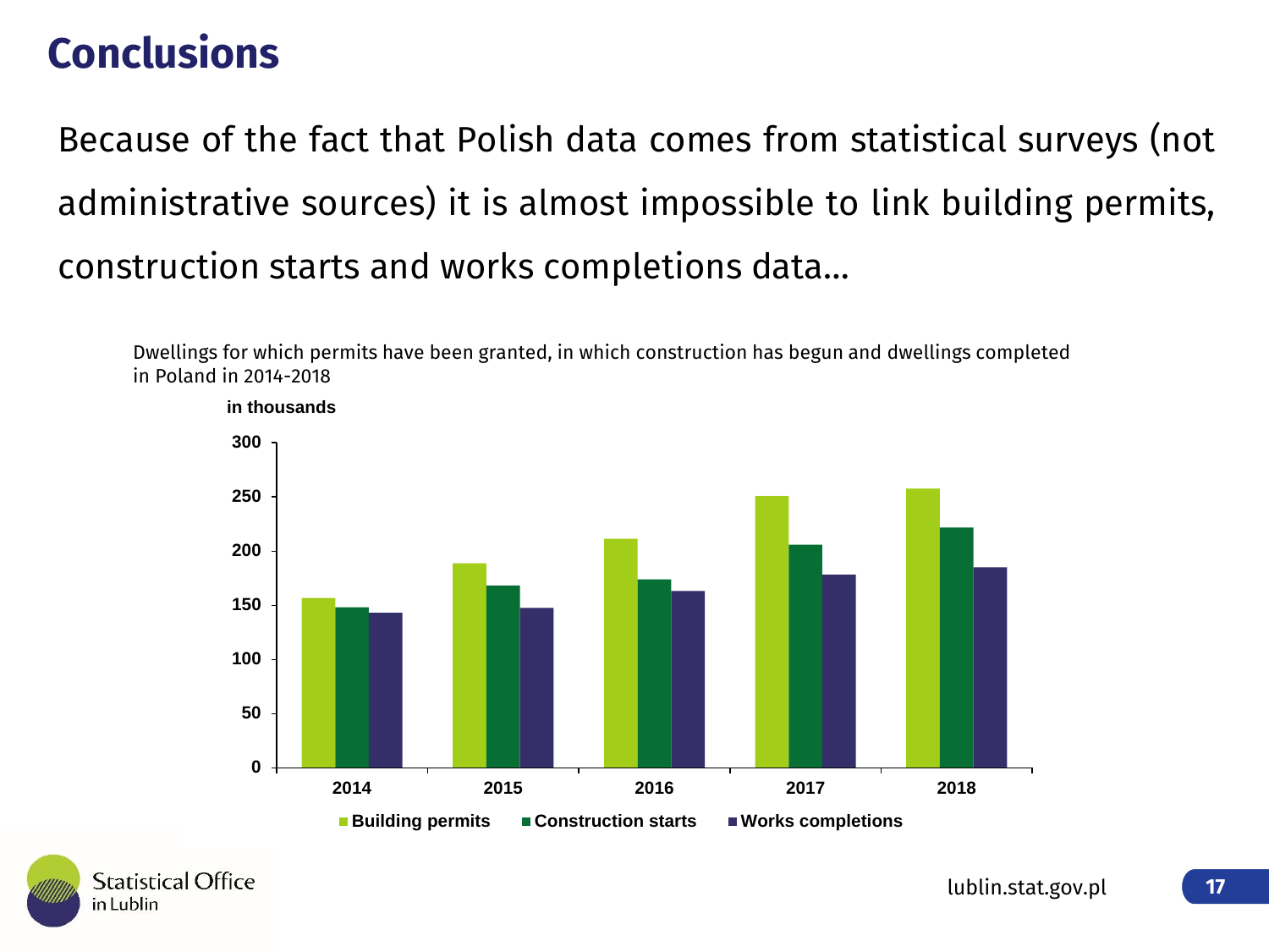# Conclusions

Because of the fact that Polish data comes from statistical surveys (not administrative sources) it is almost impossible to link building permits, construction starts and works completions data...

Dwellings for which permits have been granted, in which construction has begun and dwellings completed in Poland in 2014-2018

in thousands

Building permits · Construction starts · Works completions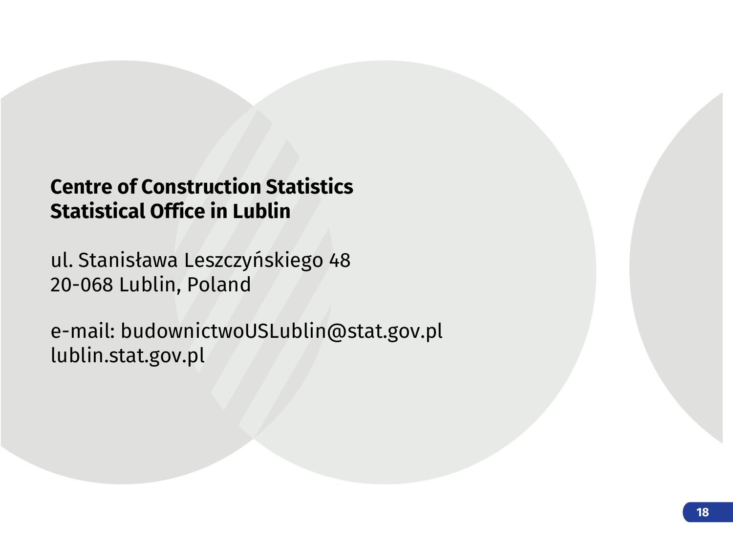**Centre of Construction Statistics**
**Statistical Office in Lublin**

ul. Stanisława Leszczyńskiego 48
20-068 Lublin, Poland

e-mail: budownictwoUSLublin@stat.gov.pl
lublin.stat.gov.pl